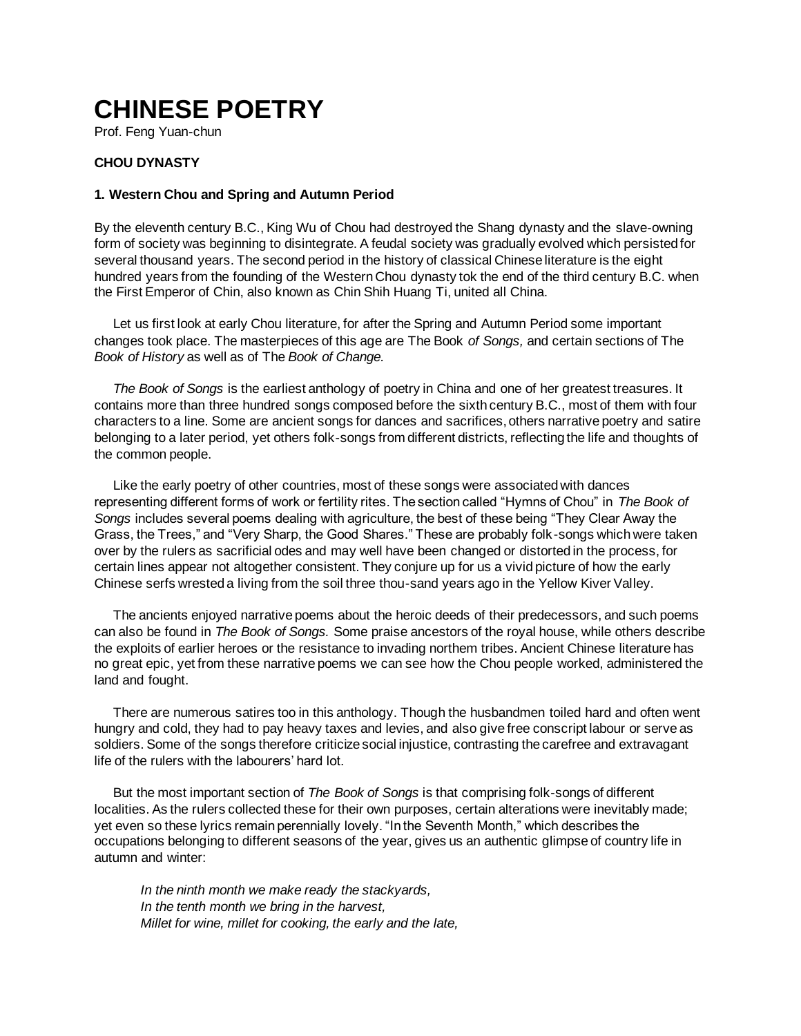# CHINESE POETRY

Prof. Feng Yuan-chun

### CHOU DYNASTY

#### 1. Western Chou and Spring and Autumn Period

By the eleventh century B.C., King Wu of Chou had destroyed the Shang dynasty and the slave-owning form of society was beginning to disintegrate. A feudal society was gradually evolved which persisted for several thousand years. The second period in the history of classical Chinese literature is the eight hundred years from the founding of the Western Chou dynasty tok the end of the third century B.C. when the First Emperor of Chin, also known as Chin Shih Huang Ti, united all China.

Let us first look at early Chou literature, for after the Spring and Autumn Period some important changes took place. The masterpieces of this age are The Book *of Songs,* and certain sections of The *Book of History* as well as of The *Book of Change.*

*The Book of Songs* is the earliest anthology of poetry in China and one of her greatest treasures. It contains more than three hundred songs composed before the sixth century B.C., most of them with four characters to a line. Some are ancient songs for dances and sacrifices, others narrative poetry and satire belonging to a later period, yet others folk-songs from different districts, reflecting the life and thoughts of the common people.

Like the early poetry of other countries, most of these songs were associated with dances representing different forms of work or fertility rites. The section called "Hymns of Chou" in *The Book of Songs* includes several poems dealing with agriculture, the best of these being "They Clear Away the Grass, the Trees," and "Very Sharp, the Good Shares." These are probably folk-songs which were taken over by the rulers as sacrificial odes and may well have been changed or distorted in the process, for certain lines appear not altogether consistent. They conjure up for us a vivid picture of how the early Chinese serfs wrested a living from the soil three thou-sand years ago in the Yellow Kiver Valley.

The ancients enjoyed narrative poems about the heroic deeds of their predecessors, and such poems can also be found in *The Book of Songs.* Some praise ancestors of the royal house, while others describe the exploits of earlier heroes or the resistance to invading northem tribes. Ancient Chinese literature has no great epic, yet from these narrative poems we can see how the Chou people worked, administered the land and fought.

There are numerous satires too in this anthology. Though the husbandmen toiled hard and often went hungry and cold, they had to pay heavy taxes and levies, and also give free conscript labour or serve as soldiers. Some of the songs therefore criticize social injustice, contrasting the carefree and extravagant life of the rulers with the labourers' hard lot.

But the most important section of *The Book of Songs* is that comprising folk-songs of different localities. As the rulers collected these for their own purposes, certain alterations were inevitably made; yet even so these lyrics remain perennially lovely. "In the Seventh Month," which describes the occupations belonging to different seasons of the year, gives us an authentic glimpse of country life in autumn and winter:

> *In the ninth month we make ready the stackyards,*
> *In the tenth month we bring in the harvest,*
> *Millet for wine, millet for cooking, the early and the late,*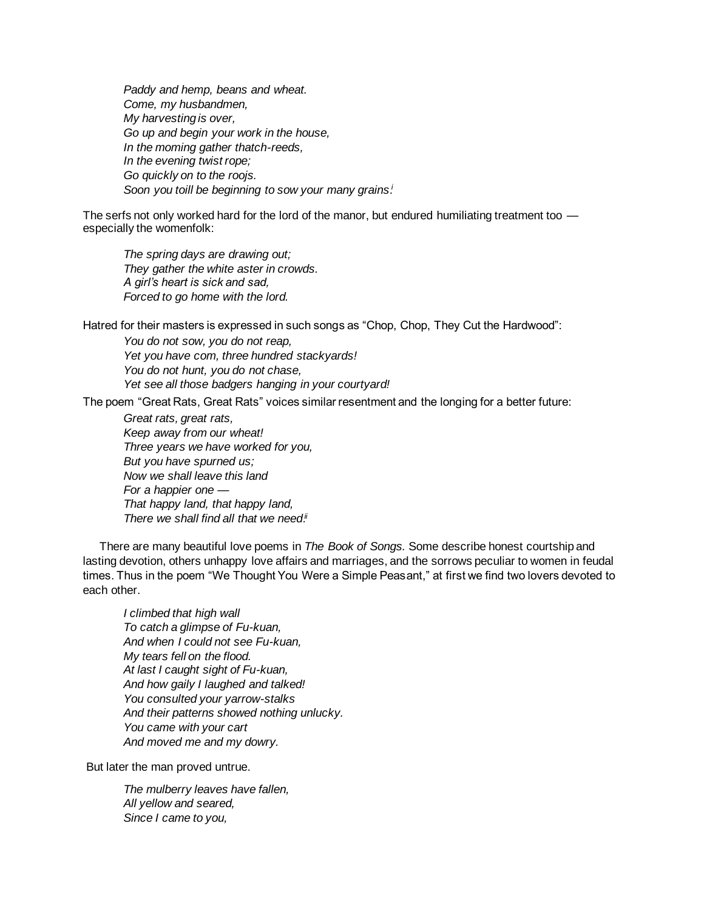*Paddy and hemp, beans and wheat.*
*Come, my husbandmen,*
*My harvesting is over,*
*Go up and begin your work in the house,*
*In the moming gather thatch-reeds,*
*In the evening twist rope;*
*Go quickly on to the roojs.*
*Soon you toill be beginning to sow your many grains.*[i]

The serfs not only worked hard for the lord of the manor, but endured humiliating treatment too — especially the womenfolk:

*The spring days are drawing out;*
*They gather the white aster in crowds.*
*A girl's heart is sick and sad,*
*Forced to go home with the lord.*

Hatred for their masters is expressed in such songs as "Chop, Chop, They Cut the Hardwood":

*You do not sow, you do not reap,*
*Yet you have com, three hundred stackyards!*
*You do not hunt, you do not chase,*
*Yet see all those badgers hanging in your courtyard!*

The poem "Great Rats, Great Rats" voices similar resentment and the longing for a better future:

*Great rats, great rats,*
*Keep away from our wheat!*
*Three years we have worked for you,*
*But you have spurned us;*
*Now we shall leave this land*
*For a happier one —*
*That happy land, that happy land,*
*There we shall find all that we need.*[ii]

There are many beautiful love poems in *The Book of Songs.* Some describe honest courtship and lasting devotion, others unhappy love affairs and marriages, and the sorrows peculiar to women in feudal times. Thus in the poem "We Thought You Were a Simple Peasant," at first we find two lovers devoted to each other.

*I climbed that high wall*
*To catch a glimpse of Fu-kuan,*
*And when I could not see Fu-kuan,*
*My tears fell on the flood.*
*At last I caught sight of Fu-kuan,*
*And how gaily I laughed and talked!*
*You consulted your yarrow-stalks*
*And their patterns showed nothing unlucky.*
*You came with your cart*
*And moved me and my dowry.*

But later the man proved untrue.

*The mulberry leaves have fallen,*
*All yellow and seared,*
*Since I came to you,*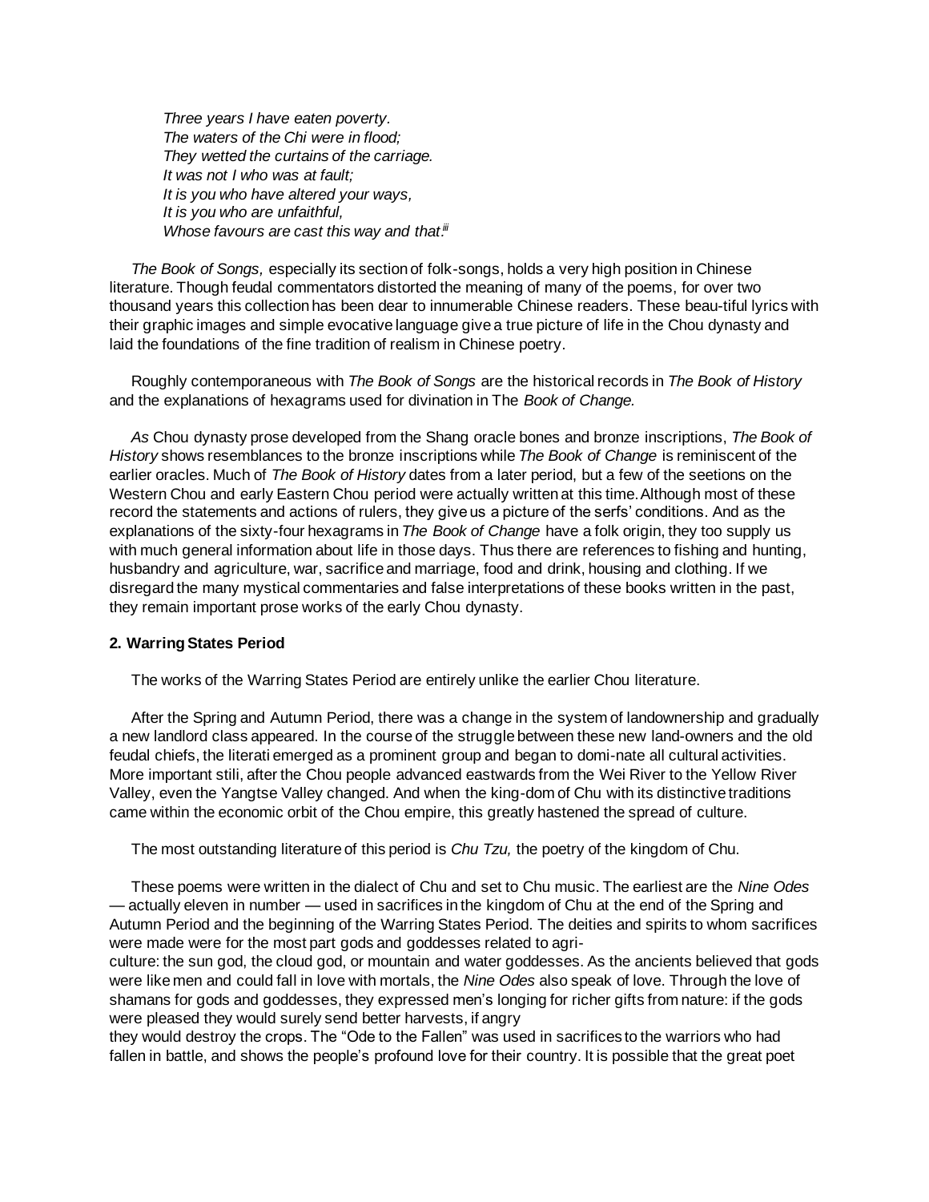*Three years I have eaten poverty.*
*The waters of the Chi were in flood;*
*They wetted the curtains of the carriage.*
*It was not I who was at fault;*
*It is you who have altered your ways,*
*It is you who are unfaithful,*
*Whose favours are cast this way and that.*[iii]

*The Book of Songs,* especially its section of folk-songs, holds a very high position in Chinese literature. Though feudal commentators distorted the meaning of many of the poems, for over two thousand years this collection has been dear to innumerable Chinese readers. These beau-tiful lyrics with their graphic images and simple evocative language give a true picture of life in the Chou dynasty and laid the foundations of the fine tradition of realism in Chinese poetry.

Roughly contemporaneous with *The Book of Songs* are the historical records in *The Book of History* and the explanations of hexagrams used for divination in The *Book of Change.*

*As* Chou dynasty prose developed from the Shang oracle bones and bronze inscriptions, *The Book of History* shows resemblances to the bronze inscriptions while *The Book of Change* is reminiscent of the earlier oracles. Much of *The Book of History* dates from a later period, but a few of the seetions on the Western Chou and early Eastern Chou period were actually written at this time. Although most of these record the statements and actions of rulers, they give us a picture of the serfs' conditions. And as the explanations of the sixty-four hexagrams in *The Book of Change* have a folk origin, they too supply us with much general information about life in those days. Thus there are references to fishing and hunting, husbandry and agriculture, war, sacrifice and marriage, food and drink, housing and clothing. If we disregard the many mystical commentaries and false interpretations of these books written in the past, they remain important prose works of the early Chou dynasty.

**2. Warring States Period**

The works of the Warring States Period are entirely unlike the earlier Chou literature.

After the Spring and Autumn Period, there was a change in the system of landownership and gradually a new landlord class appeared. In the course of the struggle between these new land-owners and the old feudal chiefs, the literati emerged as a prominent group and began to domi-nate all cultural activities. More important stili, after the Chou people advanced eastwards from the Wei River to the Yellow River Valley, even the Yangtse Valley changed. And when the king-dom of Chu with its distinctive traditions came within the economic orbit of the Chou empire, this greatly hastened the spread of culture.

The most outstanding literature of this period is *Chu Tzu,* the poetry of the kingdom of Chu.

These poems were written in the dialect of Chu and set to Chu music. The earliest are the *Nine Odes* — actually eleven in number — used in sacrifices in the kingdom of Chu at the end of the Spring and Autumn Period and the beginning of the Warring States Period. The deities and spirits to whom sacrifices were made were for the most part gods and goddesses related to agri-culture: the sun god, the cloud god, or mountain and water goddesses. As the ancients believed that gods were like men and could fall in love with mortals, the *Nine Odes* also speak of love. Through the love of shamans for gods and goddesses, they expressed men's longing for richer gifts from nature: if the gods were pleased they would surely send better harvests, if angry they would destroy the crops. The "Ode to the Fallen" was used in sacrifices to the warriors who had fallen in battle, and shows the people's profound love for their country. It is possible that the great poet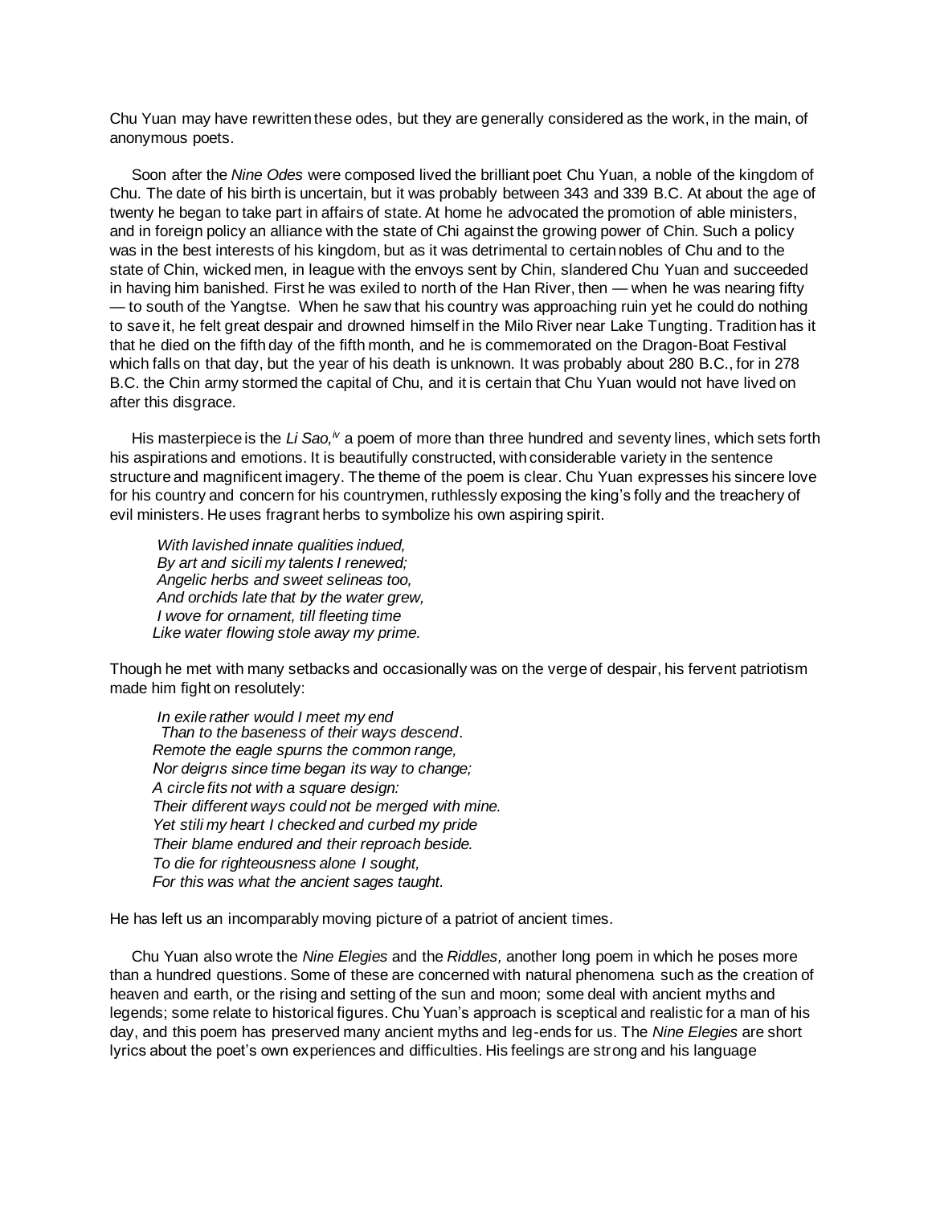Chu Yuan may have rewritten these odes, but they are generally considered as the work, in the main, of anonymous poets.

Soon after the *Nine Odes* were composed lived the brilliant poet Chu Yuan, a noble of the kingdom of Chu. The date of his birth is uncertain, but it was probably between 343 and 339 B.C. At about the age of twenty he began to take part in affairs of state. At home he advocated the promotion of able ministers, and in foreign policy an alliance with the state of Chi against the growing power of Chin. Such a policy was in the best interests of his kingdom, but as it was detrimental to certain nobles of Chu and to the state of Chin, wicked men, in league with the envoys sent by Chin, slandered Chu Yuan and succeeded in having him banished. First he was exiled to north of the Han River, then — when he was nearing fifty — to south of the Yangtse. When he saw that his country was approaching ruin yet he could do nothing to save it, he felt great despair and drowned himself in the Milo River near Lake Tungting. Tradition has it that he died on the fifth day of the fifth month, and he is commemorated on the Dragon-Boat Festival which falls on that day, but the year of his death is unknown. It was probably about 280 B.C., for in 278 B.C. the Chin army stormed the capital of Chu, and it is certain that Chu Yuan would not have lived on after this disgrace.

His masterpiece is the *Li Sao,*[iv] a poem of more than three hundred and seventy lines, which sets forth his aspirations and emotions. It is beautifully constructed, with considerable variety in the sentence structure and magnificent imagery. The theme of the poem is clear. Chu Yuan expresses his sincere love for his country and concern for his countrymen, ruthlessly exposing the king's folly and the treachery of evil ministers. He uses fragrant herbs to symbolize his own aspiring spirit.

*With lavished innate qualities indued,*
*By art and sicili my talents I renewed;*
*Angelic herbs and sweet selineas too,*
*And orchids late that by the water grew,*
*I wove for ornament, till fleeting time*
*Like water flowing stole away my prime.*

Though he met with many setbacks and occasionally was on the verge of despair, his fervent patriotism made him fight on resolutely:

*In exile rather would I meet my end*
*Than to the baseness of their ways descend.*
*Remote the eagle spurns the common range,*
*Nor deigns since time began its way to change;*
*A circle fits not with a square design:*
*Their different ways could not be merged with mine.*
*Yet stili my heart I checked and curbed my pride*
*Their blame endured and their reproach beside.*
*To die for righteousness alone I sought,*
*For this was what the ancient sages taught.*

He has left us an incomparably moving picture of a patriot of ancient times.

Chu Yuan also wrote the *Nine Elegies* and the *Riddles,* another long poem in which he poses more than a hundred questions. Some of these are concerned with natural phenomena such as the creation of heaven and earth, or the rising and setting of the sun and moon; some deal with ancient myths and legends; some relate to historical figures. Chu Yuan's approach is sceptical and realistic for a man of his day, and this poem has preserved many ancient myths and leg-ends for us. The *Nine Elegies* are short lyrics about the poet's own experiences and difficulties. His feelings are strong and his language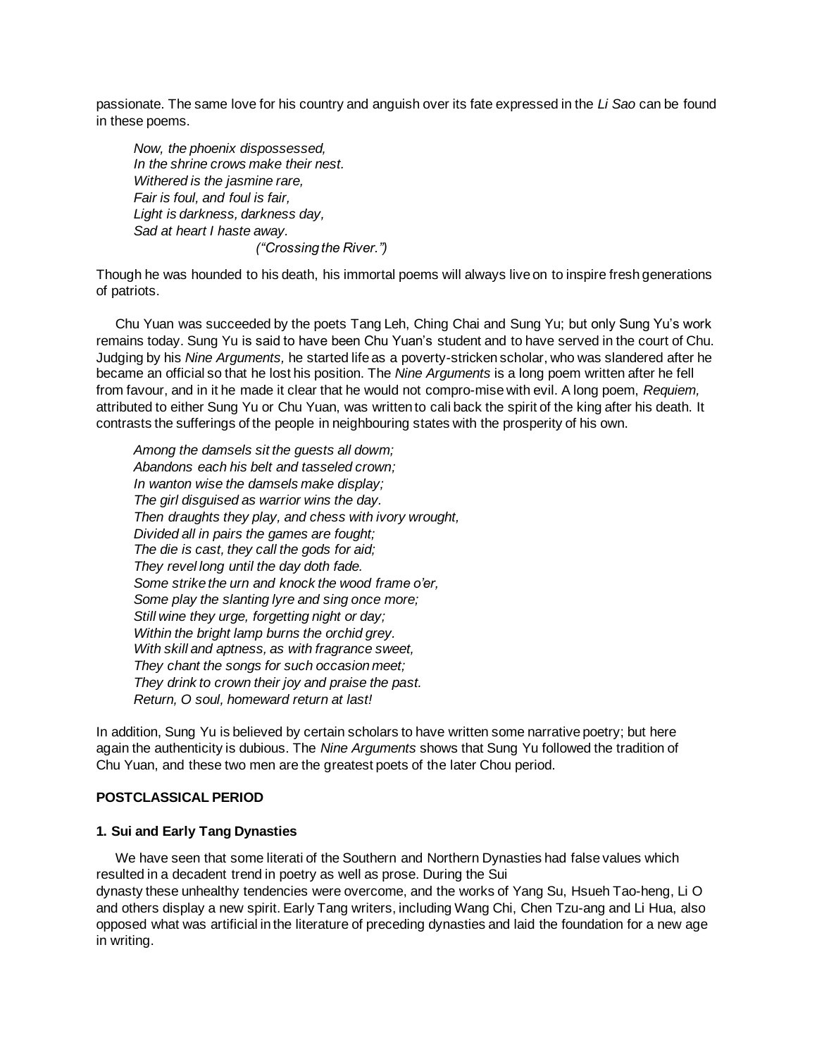passionate. The same love for his country and anguish over its fate expressed in the *Li Sao* can be found in these poems.

> *Now, the phoenix dispossessed,*
> *In the shrine crows make their nest.*
> *Withered is the jasmine rare,*
> *Fair is foul, and foul is fair,*
> *Light is darkness, darkness day,*
> *Sad at heart I haste away.*
> *("Crossing the River.")*

Though he was hounded to his death, his immortal poems will always live on to inspire fresh generations of patriots.

Chu Yuan was succeeded by the poets Tang Leh, Ching Chai and Sung Yu; but only Sung Yu's work remains today. Sung Yu is said to have been Chu Yuan's student and to have served in the court of Chu. Judging by his *Nine Arguments,* he started life as a poverty-stricken scholar, who was slandered after he became an official so that he lost his position. The *Nine Arguments* is a long poem written after he fell from favour, and in it he made it clear that he would not compro-mise with evil. A long poem, *Requiem,* attributed to either Sung Yu or Chu Yuan, was written to cali back the spirit of the king after his death. It contrasts the sufferings of the people in neighbouring states with the prosperity of his own.

> *Among the damsels sit the guests all dowm;*
> *Abandons each his belt and tasseled crown;*
> *In wanton wise the damsels make display;*
> *The girl disguised as warrior wins the day.*
> *Then draughts they play, and chess with ivory wrought,*
> *Divided all in pairs the games are fought;*
> *The die is cast, they call the gods for aid;*
> *They revel long until the day doth fade.*
> *Some strike the urn and knock the wood frame o'er,*
> *Some play the slanting lyre and sing once more;*
> *Still wine they urge, forgetting night or day;*
> *Within the bright lamp burns the orchid grey.*
> *With skill and aptness, as with fragrance sweet,*
> *They chant the songs for such occasion meet;*
> *They drink to crown their joy and praise the past.*
> *Return, O soul, homeward return at last!*

In addition, Sung Yu is believed by certain scholars to have written some narrative poetry; but here again the authenticity is dubious. The *Nine Arguments* shows that Sung Yu followed the tradition of Chu Yuan, and these two men are the greatest poets of the later Chou period.

## POSTCLASSICAL PERIOD

### 1. Sui and Early Tang Dynasties

We have seen that some literati of the Southern and Northern Dynasties had false values which resulted in a decadent trend in poetry as well as prose. During the Sui dynasty these unhealthy tendencies were overcome, and the works of Yang Su, Hsueh Tao-heng, Li O and others display a new spirit. Early Tang writers, including Wang Chi, Chen Tzu-ang and Li Hua, also opposed what was artificial in the literature of preceding dynasties and laid the foundation for a new age in writing.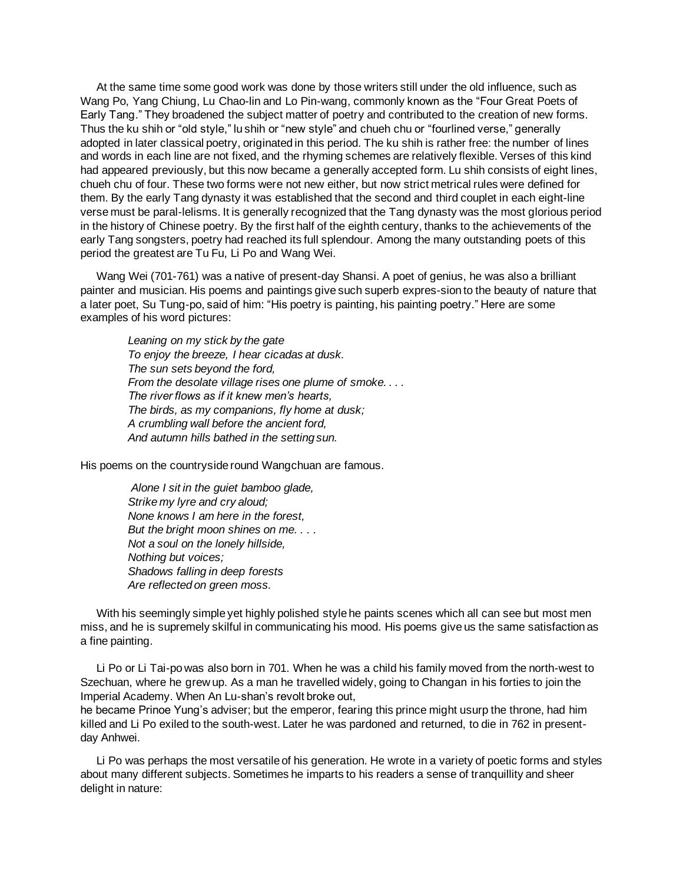At the same time some good work was done by those writers still under the old influence, such as Wang Po, Yang Chiung, Lu Chao-lin and Lo Pin-wang, commonly known as the "Four Great Poets of Early Tang." They broadened the subject matter of poetry and contributed to the creation of new forms. Thus the ku shih or "old style," lu shih or "new style" and chueh chu or "fourlined verse," generally adopted in later classical poetry, originated in this period. The ku shih is rather free: the number of lines and words in each line are not fixed, and the rhyming schemes are relatively flexible. Verses of this kind had appeared previously, but this now became a generally accepted form. Lu shih consists of eight lines, chueh chu of four. These two forms were not new either, but now strict metrical rules were defined for them. By the early Tang dynasty it was established that the second and third couplet in each eight-line verse must be paral-lelisms. It is generally recognized that the Tang dynasty was the most glorious period in the history of Chinese poetry. By the first half of the eighth century, thanks to the achievements of the early Tang songsters, poetry had reached its full splendour. Among the many outstanding poets of this period the greatest are Tu Fu, Li Po and Wang Wei.

Wang Wei (701-761) was a native of present-day Shansi. A poet of genius, he was also a brilliant painter and musician. His poems and paintings give such superb expres-sion to the beauty of nature that a later poet, Su Tung-po, said of him: "His poetry is painting, his painting poetry." Here are some examples of his word pictures:

> *Leaning on my stick by the gate*
> *To enjoy the breeze, I hear cicadas at dusk.*
> *The sun sets beyond the ford,*
> *From the desolate village rises one plume of smoke. . . .*
> *The river flows as if it knew men's hearts,*
> *The birds, as my companions, fly home at dusk;*
> *A crumbling wall before the ancient ford,*
> *And autumn hills bathed in the setting sun.*

His poems on the countryside round Wangchuan are famous.

> *Alone I sit in the guiet bamboo glade,*
> *Strike my lyre and cry aloud;*
> *None knows I am here in the forest,*
> *But the bright moon shines on me. . . .*
> *Not a soul on the lonely hillside,*
> *Nothing but voices;*
> *Shadows falling in deep forests*
> *Are reflected on green moss.*

With his seemingly simple yet highly polished style he paints scenes which all can see but most men miss, and he is supremely skilful in communicating his mood. His poems give us the same satisfaction as a fine painting.

Li Po or Li Tai-po was also born in 701. When he was a child his family moved from the north-west to Szechuan, where he grew up. As a man he travelled widely, going to Changan in his forties to join the Imperial Academy. When An Lu-shan's revolt broke out,
he became Prinoe Yung's adviser; but the emperor, fearing this prince might usurp the throne, had him killed and Li Po exiled to the south-west. Later he was pardoned and returned, to die in 762 in present-day Anhwei.

Li Po was perhaps the most versatile of his generation. He wrote in a variety of poetic forms and styles about many different subjects. Sometimes he imparts to his readers a sense of tranquillity and sheer delight in nature: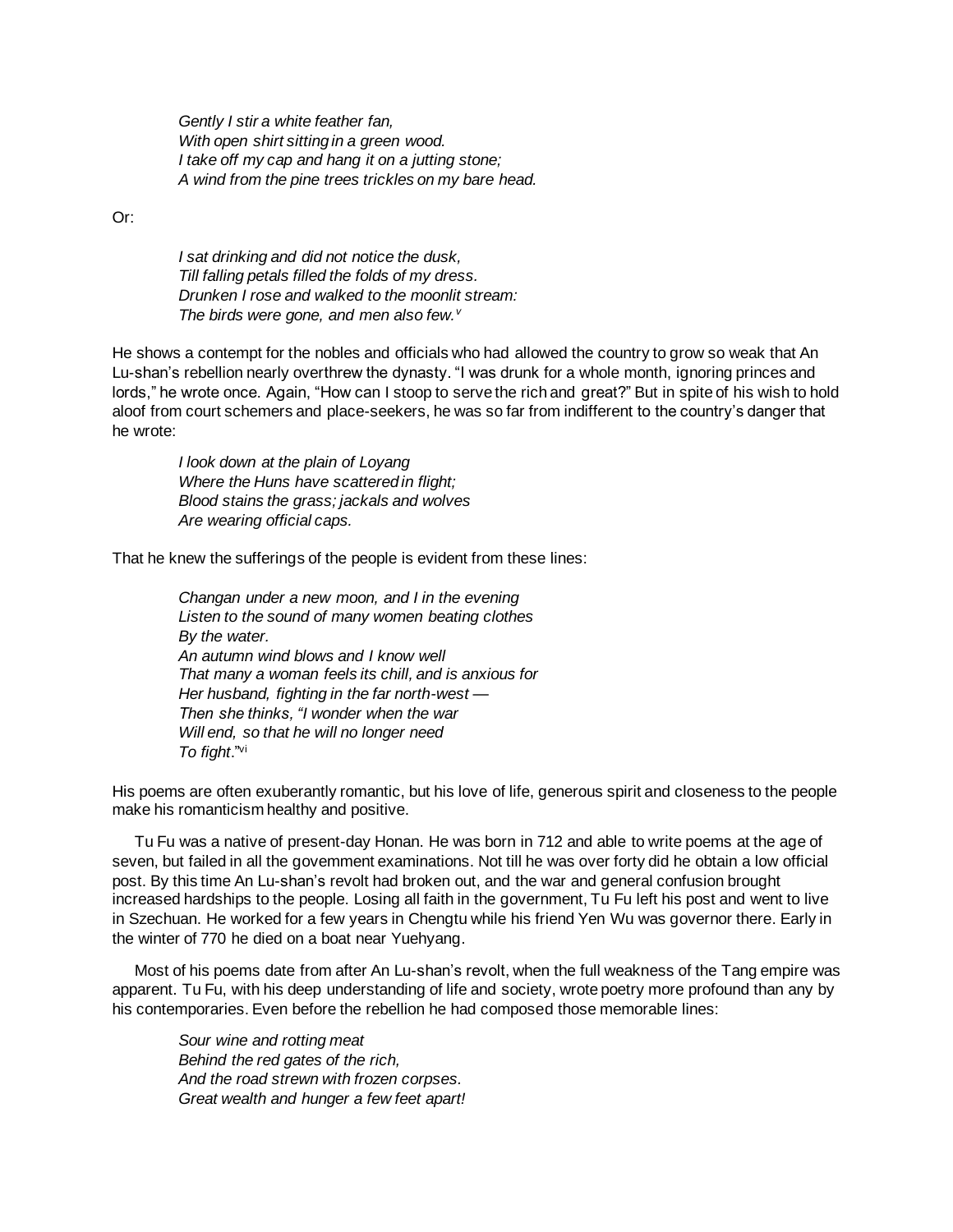*Gently I stir a white feather fan,*
*With open shirt sitting in a green wood.*
*I take off my cap and hang it on a jutting stone;*
*A wind from the pine trees trickles on my bare head.*

Or:

*I sat drinking and did not notice the dusk,*
*Till falling petals filled the folds of my dress.*
*Drunken I rose and walked to the moonlit stream:*
*The birds were gone, and men also few.*[v]

He shows a contempt for the nobles and officials who had allowed the country to grow so weak that An Lu-shan's rebellion nearly overthrew the dynasty. "I was drunk for a whole month, ignoring princes and lords," he wrote once. Again, "How can I stoop to serve the rich and great?" But in spite of his wish to hold aloof from court schemers and place-seekers, he was so far from indifferent to the country's danger that he wrote:

*I look down at the plain of Loyang*
*Where the Huns have scattered in flight;*
*Blood stains the grass; jackals and wolves*
*Are wearing official caps.*

That he knew the sufferings of the people is evident from these lines:

*Changan under a new moon, and I in the evening*
*Listen to the sound of many women beating clothes*
*By the water.*
*An autumn wind blows and I know well*
*That many a woman feels its chill, and is anxious for*
*Her husband, fighting in the far north-west —*
*Then she thinks, "I wonder when the war*
*Will end, so that he will no longer need*
*To fight*."[vi]

His poems are often exuberantly romantic, but his love of life, generous spirit and closeness to the people make his romanticism healthy and positive.

Tu Fu was a native of present-day Honan. He was born in 712 and able to write poems at the age of seven, but failed in all the government examinations. Not till he was over forty did he obtain a low official post. By this time An Lu-shan's revolt had broken out, and the war and general confusion brought increased hardships to the people. Losing all faith in the government, Tu Fu left his post and went to live in Szechuan. He worked for a few years in Chengtu while his friend Yen Wu was governor there. Early in the winter of 770 he died on a boat near Yuehyang.

Most of his poems date from after An Lu-shan's revolt, when the full weakness of the Tang empire was apparent. Tu Fu, with his deep understanding of life and society, wrote poetry more profound than any by his contemporaries. Even before the rebellion he had composed those memorable lines:

*Sour wine and rotting meat*
*Behind the red gates of the rich,*
*And the road strewn with frozen corpses.*
*Great wealth and hunger a few feet apart!*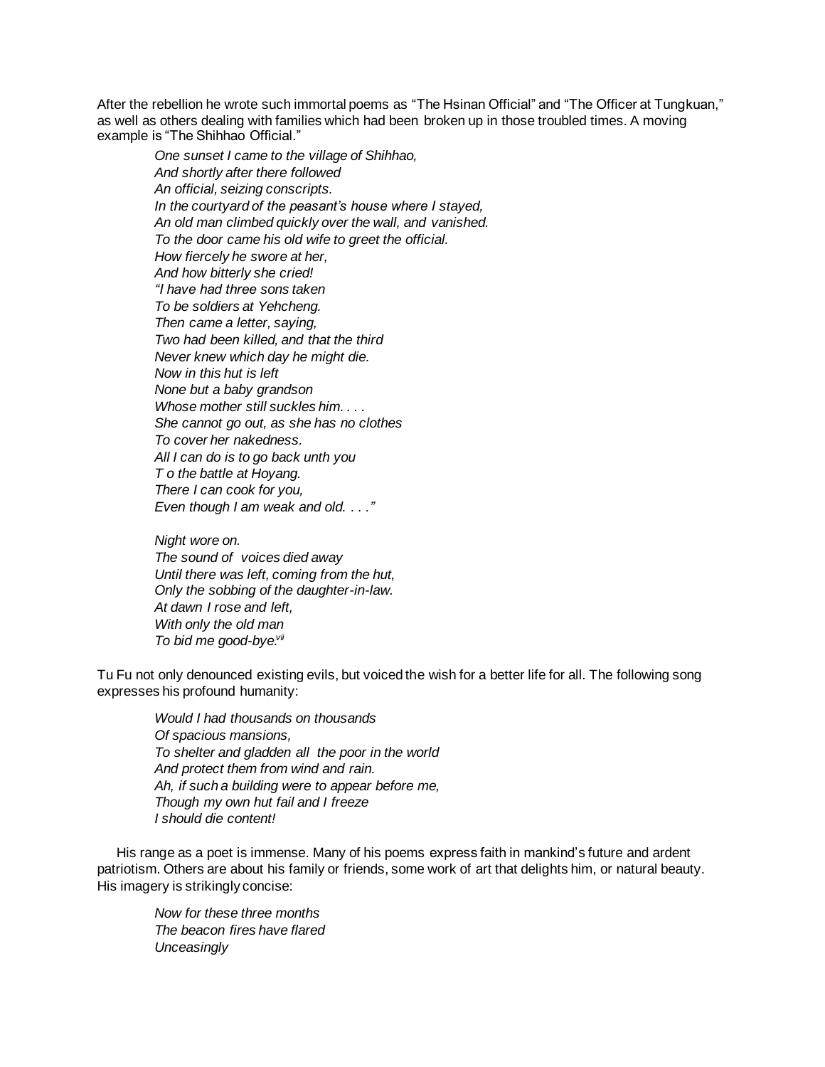After the rebellion he wrote such immortal poems as "The Hsinan Official" and "The Officer at Tungkuan," as well as others dealing with families which had been broken up in those troubled times. A moving example is "The Shihhao Official."

> *One sunset I came to the village of Shihhao,*
> *And shortly after there followed*
> *An official, seizing conscripts.*
> *In the courtyard of the peasant's house where I stayed,*
> *An old man climbed quickly over the wall, and vanished.*
> *To the door came his old wife to greet the official.*
> *How fiercely he swore at her,*
> *And how bitterly she cried!*
> *"I have had three sons taken*
> *To be soldiers at Yehcheng.*
> *Then came a letter, saying,*
> *Two had been killed, and that the third*
> *Never knew which day he might die.*
> *Now in this hut is left*
> *None but a baby grandson*
> *Whose mother still suckles him. . . .*
> *She cannot go out, as she has no clothes*
> *To cover her nakedness.*
> *All I can do is to go back unth you*
> *T o the battle at Hoyang.*
> *There I can cook for you,*
> *Even though I am weak and old. . . ."*
>
> *Night wore on.*
> *The sound of voices died away*
> *Until there was left, coming from the hut,*
> *Only the sobbing of the daughter-in-law.*
> *At dawn I rose and left,*
> *With only the old man*
> *To bid me good-bye.*[vii]

Tu Fu not only denounced existing evils, but voiced the wish for a better life for all. The following song expresses his profound humanity:

> *Would I had thousands on thousands*
> *Of spacious mansions,*
> *To shelter and gladden all the poor in the world*
> *And protect them from wind and rain.*
> *Ah, if such a building were to appear before me,*
> *Though my own hut fail and I freeze*
> *I should die content!*

His range as a poet is immense. Many of his poems express faith in mankind's future and ardent patriotism. Others are about his family or friends, some work of art that delights him, or natural beauty. His imagery is strikingly concise:

> *Now for these three months*
> *The beacon fires have flared*
> *Unceasingly*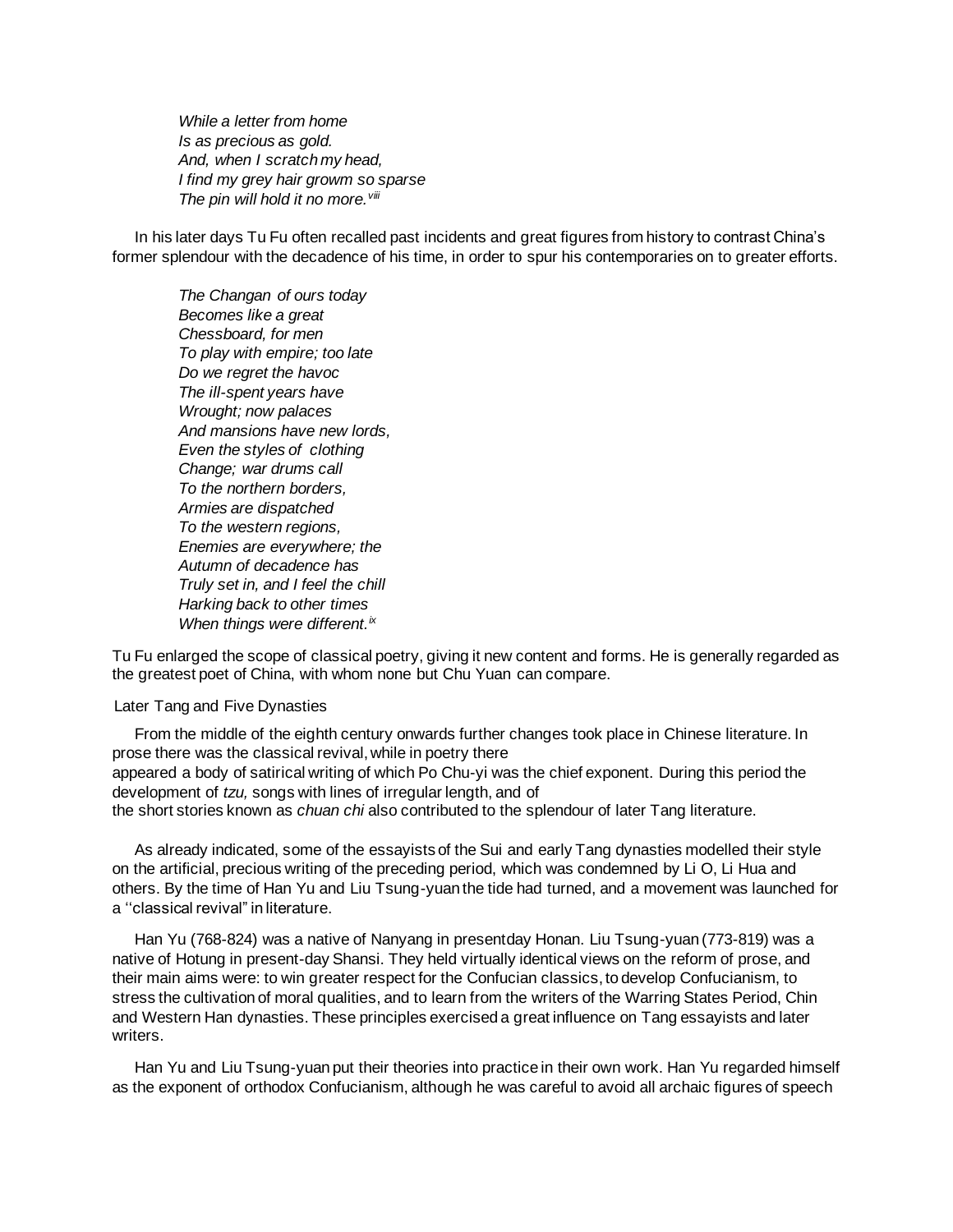*While a letter from home*
*Is as precious as gold.*
*And, when I scratch my head,*
*I find my grey hair growm so sparse*
*The pin will hold it no more.*[viii]

In his later days Tu Fu often recalled past incidents and great figures from history to contrast China's former splendour with the decadence of his time, in order to spur his contemporaries on to greater efforts.

*The Changan of ours today*
*Becomes like a great*
*Chessboard, for men*
*To play with empire; too late*
*Do we regret the havoc*
*The ill-spent years have*
*Wrought; now palaces*
*And mansions have new lords,*
*Even the styles of clothing*
*Change; war drums call*
*To the northern borders,*
*Armies are dispatched*
*To the western regions,*
*Enemies are everywhere; the*
*Autumn of decadence has*
*Truly set in, and I feel the chill*
*Harking back to other times*
*When things were different.*[ix]

Tu Fu enlarged the scope of classical poetry, giving it new content and forms. He is generally regarded as the greatest poet of China, with whom none but Chu Yuan can compare.

## Later Tang and Five Dynasties

From the middle of the eighth century onwards further changes took place in Chinese literature. In prose there was the classical revival, while in poetry there appeared a body of satirical writing of which Po Chu-yi was the chief exponent. During this period the development of *tzu,* songs with lines of irregular length, and of the short stories known as *chuan chi* also contributed to the splendour of later Tang literature.

As already indicated, some of the essayists of the Sui and early Tang dynasties modelled their style on the artificial, precious writing of the preceding period, which was condemned by Li O, Li Hua and others. By the time of Han Yu and Liu Tsung-yuan the tide had turned, and a movement was launched for a ''classical revival" in literature.

Han Yu (768-824) was a native of Nanyang in presentday Honan. Liu Tsung-yuan (773-819) was a native of Hotung in present-day Shansi. They held virtually identical views on the reform of prose, and their main aims were: to win greater respect for the Confucian classics, to develop Confucianism, to stress the cultivation of moral qualities, and to learn from the writers of the Warring States Period, Chin and Western Han dynasties. These principles exercised a great influence on Tang essayists and later writers.

Han Yu and Liu Tsung-yuan put their theories into practice in their own work. Han Yu regarded himself as the exponent of orthodox Confucianism, although he was careful to avoid all archaic figures of speech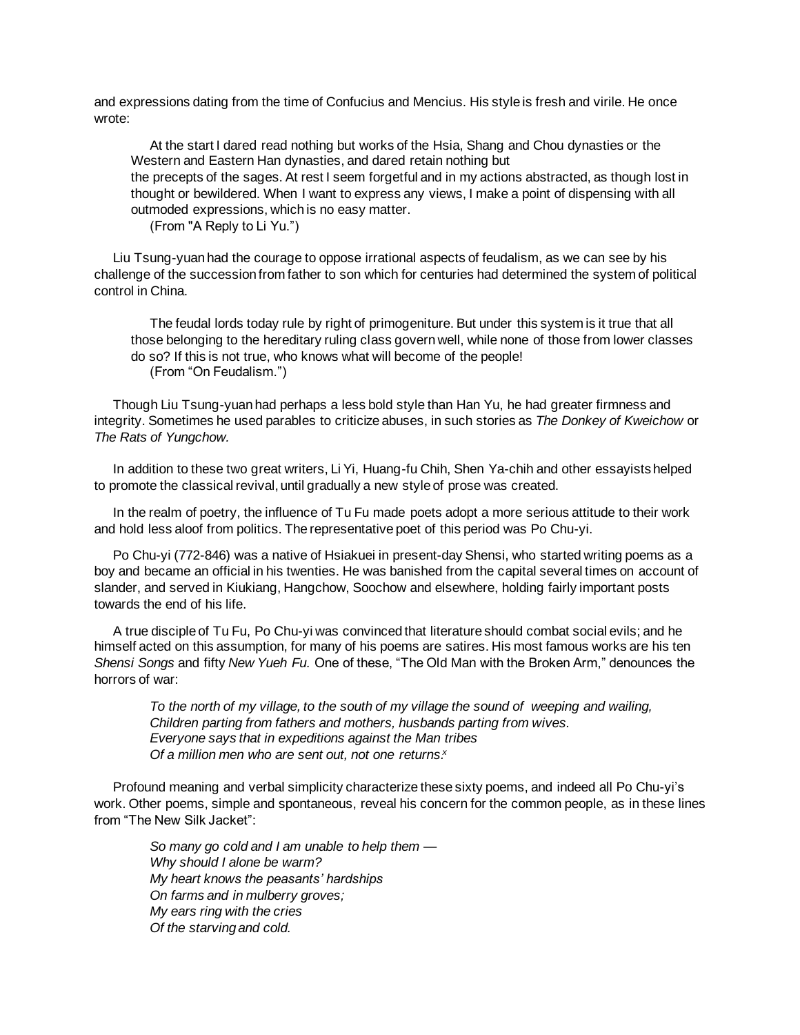and expressions dating from the time of Confucius and Mencius. His style is fresh and virile. He once wrote:

> At the start I dared read nothing but works of the Hsia, Shang and Chou dynasties or the Western and Eastern Han dynasties, and dared retain nothing but the precepts of the sages. At rest I seem forgetful and in my actions abstracted, as though lost in thought or bewildered. When I want to express any views, I make a point of dispensing with all outmoded expressions, which is no easy matter.
> (From "A Reply to Li Yu.")

Liu Tsung-yuan had the courage to oppose irrational aspects of feudalism, as we can see by his challenge of the succession from father to son which for centuries had determined the system of political control in China.

> The feudal lords today rule by right of primogeniture. But under this system is it true that all those belonging to the hereditary ruling class govern well, while none of those from lower classes do so? If this is not true, who knows what will become of the people!
> (From "On Feudalism.")

Though Liu Tsung-yuan had perhaps a less bold style than Han Yu, he had greater firmness and integrity. Sometimes he used parables to criticize abuses, in such stories as *The Donkey of Kweichow* or *The Rats of Yungchow.*

In addition to these two great writers, Li Yi, Huang-fu Chih, Shen Ya-chih and other essayists helped to promote the classical revival, until gradually a new style of prose was created.

In the realm of poetry, the influence of Tu Fu made poets adopt a more serious attitude to their work and hold less aloof from politics. The representative poet of this period was Po Chu-yi.

Po Chu-yi (772-846) was a native of Hsiakuei in present-day Shensi, who started writing poems as a boy and became an official in his twenties. He was banished from the capital several times on account of slander, and served in Kiukiang, Hangchow, Soochow and elsewhere, holding fairly important posts towards the end of his life.

A true disciple of Tu Fu, Po Chu-yi was convinced that literature should combat social evils; and he himself acted on this assumption, for many of his poems are satires. His most famous works are his ten *Shensi Songs* and fifty *New Yueh Fu.* One of these, "The Old Man with the Broken Arm," denounces the horrors of war:

> *To the north of my village, to the south of my village the sound of weeping and wailing,*
> *Children parting from fathers and mothers, husbands parting from wives.*
> *Everyone says that in expeditions against the Man tribes*
> *Of a million men who are sent out, not one returns.*[x]

Profound meaning and verbal simplicity characterize these sixty poems, and indeed all Po Chu-yi's work. Other poems, simple and spontaneous, reveal his concern for the common people, as in these lines from "The New Silk Jacket":

> *So many go cold and I am unable to help them —*
> *Why should I alone be warm?*
> *My heart knows the peasants' hardships*
> *On farms and in mulberry groves;*
> *My ears ring with the cries*
> *Of the starving and cold.*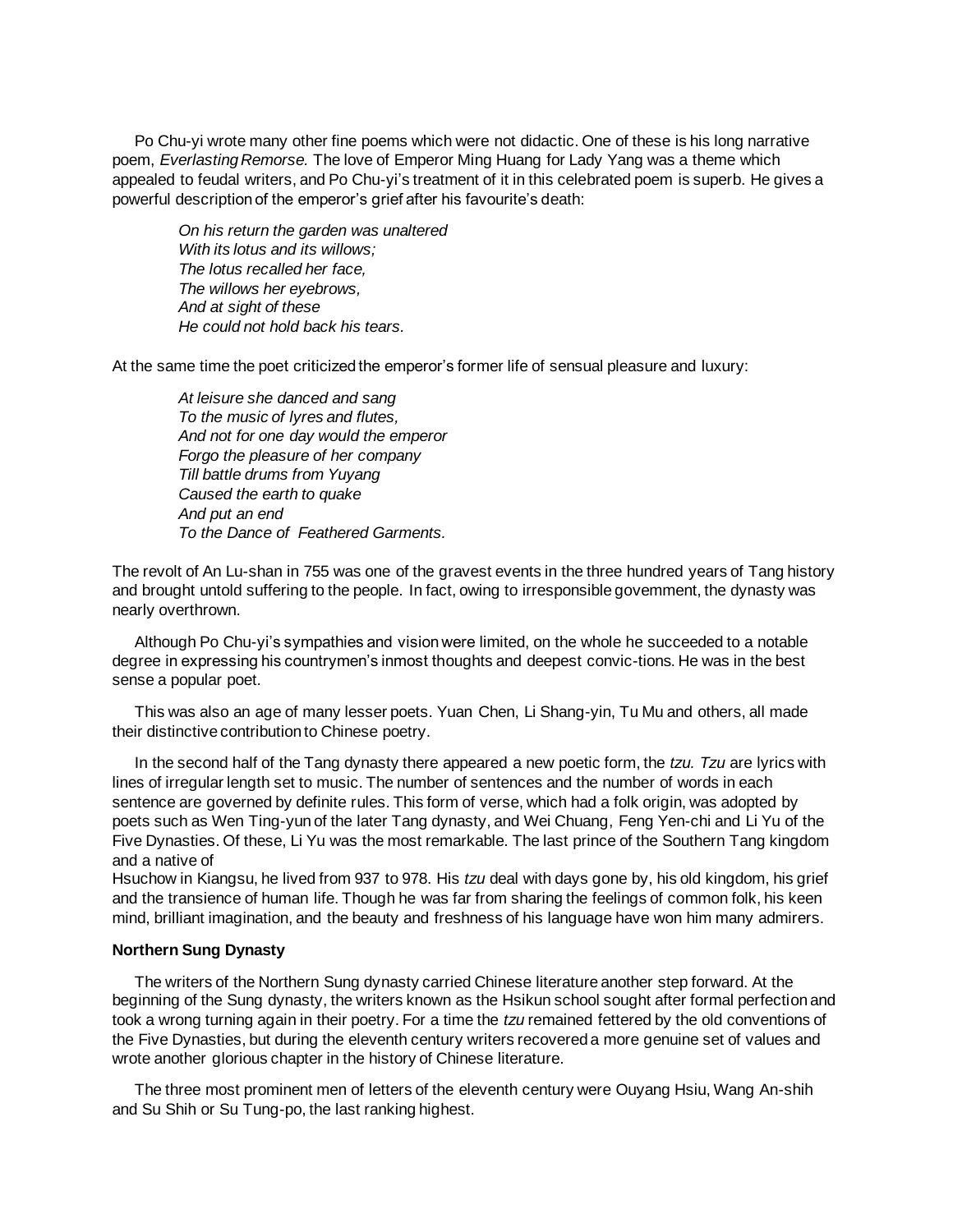Po Chu-yi wrote many other fine poems which were not didactic. One of these is his long narrative poem, *Everlasting Remorse.* The love of Emperor Ming Huang for Lady Yang was a theme which appealed to feudal writers, and Po Chu-yi's treatment of it in this celebrated poem is superb. He gives a powerful description of the emperor's grief after his favourite's death:

> *On his return the garden was unaltered*
> *With its lotus and its willows;*
> *The lotus recalled her face,*
> *The willows her eyebrows,*
> *And at sight of these*
> *He could not hold back his tears.*

At the same time the poet criticized the emperor's former life of sensual pleasure and luxury:

> *At leisure she danced and sang*
> *To the music of lyres and flutes,*
> *And not for one day would the emperor*
> *Forgo the pleasure of her company*
> *Till battle drums from Yuyang*
> *Caused the earth to quake*
> *And put an end*
> *To the Dance of Feathered Garments.*

The revolt of An Lu-shan in 755 was one of the gravest events in the three hundred years of Tang history and brought untold suffering to the people. In fact, owing to irresponsible government, the dynasty was nearly overthrown.

Although Po Chu-yi's sympathies and vision were limited, on the whole he succeeded to a notable degree in expressing his countrymen's inmost thoughts and deepest convic-tions. He was in the best sense a popular poet.

This was also an age of many lesser poets. Yuan Chen, Li Shang-yin, Tu Mu and others, all made their distinctive contribution to Chinese poetry.

In the second half of the Tang dynasty there appeared a new poetic form, the *tzu. Tzu* are lyrics with lines of irregular length set to music. The number of sentences and the number of words in each sentence are governed by definite rules. This form of verse, which had a folk origin, was adopted by poets such as Wen Ting-yun of the later Tang dynasty, and Wei Chuang, Feng Yen-chi and Li Yu of the Five Dynasties. Of these, Li Yu was the most remarkable. The last prince of the Southern Tang kingdom and a native of Hsuchow in Kiangsu, he lived from 937 to 978. His *tzu* deal with days gone by, his old kingdom, his grief and the transience of human life. Though he was far from sharing the feelings of common folk, his keen mind, brilliant imagination, and the beauty and freshness of his language have won him many admirers.

### Northern Sung Dynasty

The writers of the Northern Sung dynasty carried Chinese literature another step forward. At the beginning of the Sung dynasty, the writers known as the Hsikun school sought after formal perfection and took a wrong turning again in their poetry. For a time the *tzu* remained fettered by the old conventions of the Five Dynasties, but during the eleventh century writers recovered a more genuine set of values and wrote another glorious chapter in the history of Chinese literature.

The three most prominent men of letters of the eleventh century were Ouyang Hsiu, Wang An-shih and Su Shih or Su Tung-po, the last ranking highest.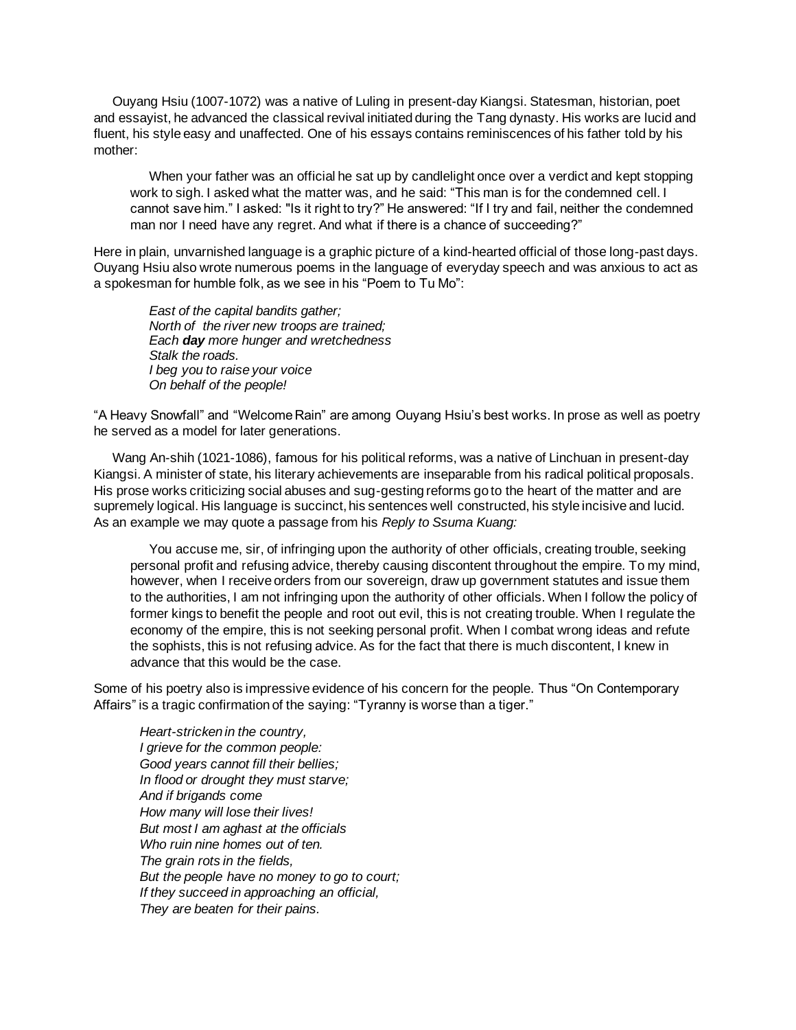Ouyang Hsiu (1007-1072) was a native of Luling in present-day Kiangsi. Statesman, historian, poet and essayist, he advanced the classical revival initiated during the Tang dynasty. His works are lucid and fluent, his style easy and unaffected. One of his essays contains reminiscences of his father told by his mother:

> When your father was an official he sat up by candlelight once over a verdict and kept stopping work to sigh. I asked what the matter was, and he said: "This man is for the condemned cell. I cannot save him." I asked: "Is it right to try?" He answered: "If I try and fail, neither the condemned man nor I need have any regret. And what if there is a chance of succeeding?"

Here in plain, unvarnished language is a graphic picture of a kind-hearted official of those long-past days. Ouyang Hsiu also wrote numerous poems in the language of everyday speech and was anxious to act as a spokesman for humble folk, as we see in his "Poem to Tu Mo":

> *East of the capital bandits gather;*
> *North of the river new troops are trained;*
> *Each* ***day*** *more hunger and wretchedness*
> *Stalk the roads.*
> *I beg you to raise your voice*
> *On behalf of the people!*

"A Heavy Snowfall" and "Welcome Rain" are among Ouyang Hsiu's best works. In prose as well as poetry he served as a model for later generations.

Wang An-shih (1021-1086), famous for his political reforms, was a native of Linchuan in present-day Kiangsi. A minister of state, his literary achievements are inseparable from his radical political proposals. His prose works criticizing social abuses and sug-gesting reforms go to the heart of the matter and are supremely logical. His language is succinct, his sentences well constructed, his style incisive and lucid. As an example we may quote a passage from his *Reply to Ssuma Kuang:*

> You accuse me, sir, of infringing upon the authority of other officials, creating trouble, seeking personal profit and refusing advice, thereby causing discontent throughout the empire. To my mind, however, when I receive orders from our sovereign, draw up government statutes and issue them to the authorities, I am not infringing upon the authority of other officials. When I follow the policy of former kings to benefit the people and root out evil, this is not creating trouble. When I regulate the economy of the empire, this is not seeking personal profit. When I combat wrong ideas and refute the sophists, this is not refusing advice. As for the fact that there is much discontent, I knew in advance that this would be the case.

Some of his poetry also is impressive evidence of his concern for the people. Thus "On Contemporary Affairs" is a tragic confirmation of the saying: "Tyranny is worse than a tiger."

> *Heart-stricken in the country,*
> *I grieve for the common people:*
> *Good years cannot fill their bellies;*
> *In flood or drought they must starve;*
> *And if brigands come*
> *How many will lose their lives!*
> *But most I am aghast at the officials*
> *Who ruin nine homes out of ten.*
> *The grain rots in the fields,*
> *But the people have no money to go to court;*
> *If they succeed in approaching an official,*
> *They are beaten for their pains.*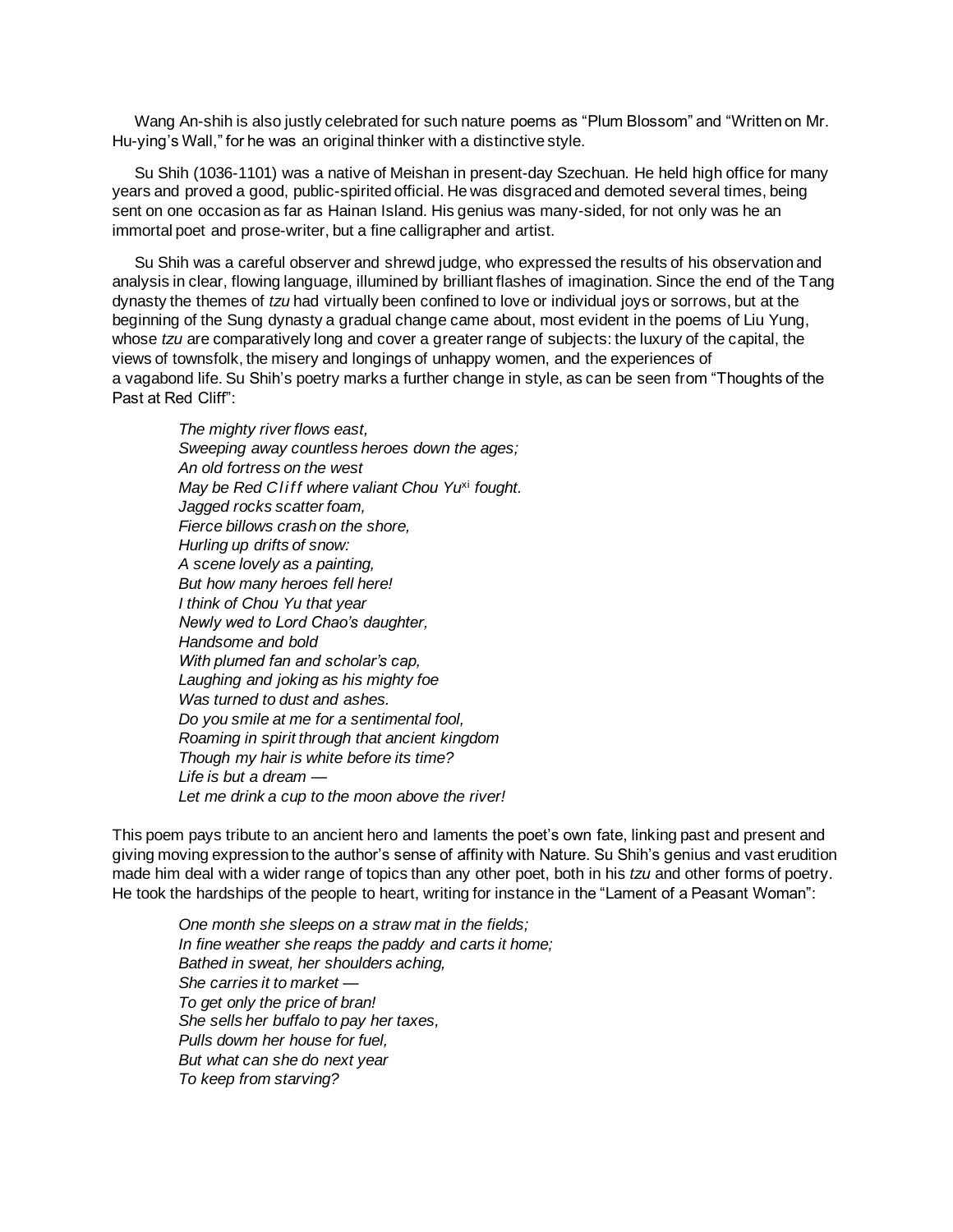Wang An-shih is also justly celebrated for such nature poems as "Plum Blossom" and "Written on Mr. Hu-ying's Wall," for he was an original thinker with a distinctive style.

Su Shih (1036-1101) was a native of Meishan in present-day Szechuan. He held high office for many years and proved a good, public-spirited official. He was disgraced and demoted several times, being sent on one occasion as far as Hainan Island. His genius was many-sided, for not only was he an immortal poet and prose-writer, but a fine calligrapher and artist.

Su Shih was a careful observer and shrewd judge, who expressed the results of his observation and analysis in clear, flowing language, illumined by brilliant flashes of imagination. Since the end of the Tang dynasty the themes of *tzu* had virtually been confined to love or individual joys or sorrows, but at the beginning of the Sung dynasty a gradual change came about, most evident in the poems of Liu Yung, whose *tzu* are comparatively long and cover a greater range of subjects: the luxury of the capital, the views of townsfolk, the misery and longings of unhappy women, and the experiences of a vagabond life. Su Shih's poetry marks a further change in style, as can be seen from "Thoughts of the Past at Red Cliff":

> *The mighty river flows east,*
> *Sweeping away countless heroes down the ages;*
> *An old fortress on the west*
> *May be Red Cliff where valiant Chou Yu*[xi] *fought.*
> *Jagged rocks scatter foam,*
> *Fierce billows crash on the shore,*
> *Hurling up drifts of snow:*
> *A scene lovely as a painting,*
> *But how many heroes fell here!*
> *I think of Chou Yu that year*
> *Newly wed to Lord Chao's daughter,*
> *Handsome and bold*
> *With plumed fan and scholar's cap,*
> *Laughing and joking as his mighty foe*
> *Was turned to dust and ashes.*
> *Do you smile at me for a sentimental fool,*
> *Roaming in spirit through that ancient kingdom*
> *Though my hair is white before its time?*
> *Life is but a dream —*
> *Let me drink a cup to the moon above the river!*

This poem pays tribute to an ancient hero and laments the poet's own fate, linking past and present and giving moving expression to the author's sense of affinity with Nature. Su Shih's genius and vast erudition made him deal with a wider range of topics than any other poet, both in his *tzu* and other forms of poetry. He took the hardships of the people to heart, writing for instance in the "Lament of a Peasant Woman":

> *One month she sleeps on a straw mat in the fields;*
> *In fine weather she reaps the paddy and carts it home;*
> *Bathed in sweat, her shoulders aching,*
> *She carries it to market —*
> *To get only the price of bran!*
> *She sells her buffalo to pay her taxes,*
> *Pulls dowm her house for fuel,*
> *But what can she do next year*
> *To keep from starving?*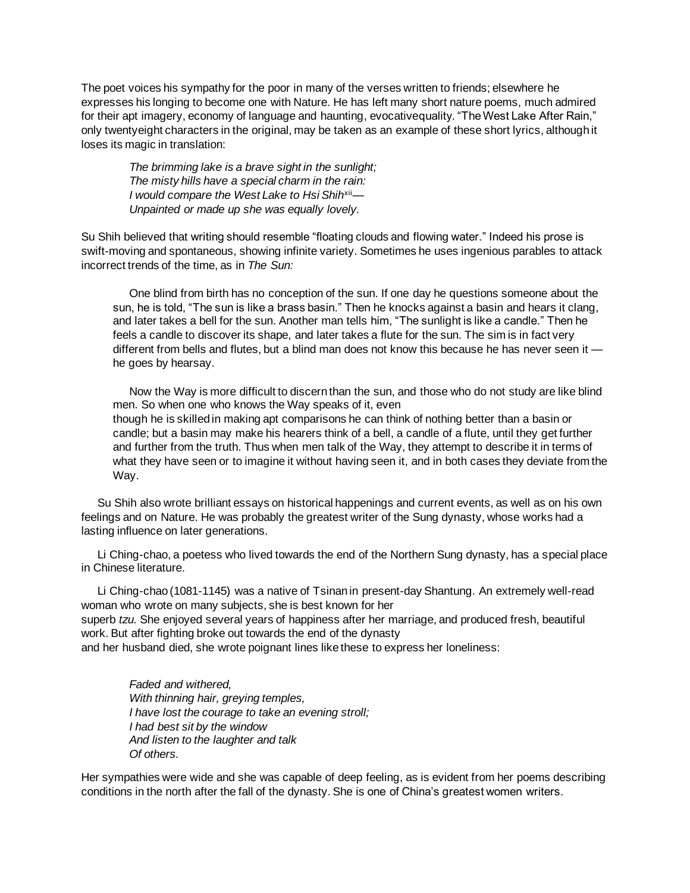The poet voices his sympathy for the poor in many of the verses written to friends; elsewhere he expresses his longing to become one with Nature. He has left many short nature poems, much admired for their apt imagery, economy of language and haunting, evocativequality. "The West Lake After Rain," only twentyeight characters in the original, may be taken as an example of these short lyrics, although it loses its magic in translation:

> *The brimming lake is a brave sight in the sunlight;*
> *The misty hills have a special charm in the rain:*
> *I would compare the West Lake to Hsi Shih*[xii]*—*
> *Unpainted or made up she was equally lovely.*

Su Shih believed that writing should resemble "floating clouds and flowing water." Indeed his prose is swift-moving and spontaneous, showing infinite variety. Sometimes he uses ingenious parables to attack incorrect trends of the time, as in *The Sun:*

> One blind from birth has no conception of the sun. If one day he questions someone about the sun, he is told, "The sun is like a brass basin." Then he knocks against a basin and hears it clang, and later takes a bell for the sun. Another man tells him, "The sunlight is like a candle." Then he feels a candle to discover its shape, and later takes a flute for the sun. The sim is in fact very different from bells and flutes, but a blind man does not know this because he has never seen it — he goes by hearsay.
>
> Now the Way is more difficult to discern than the sun, and those who do not study are like blind men. So when one who knows the Way speaks of it, even though he is skilled in making apt comparisons he can think of nothing better than a basin or candle; but a basin may make his hearers think of a bell, a candle of a flute, until they get further and further from the truth. Thus when men talk of the Way, they attempt to describe it in terms of what they have seen or to imagine it without having seen it, and in both cases they deviate from the Way.

Su Shih also wrote brilliant essays on historical happenings and current events, as well as on his own feelings and on Nature. He was probably the greatest writer of the Sung dynasty, whose works had a lasting influence on later generations.

Li Ching-chao, a poetess who lived towards the end of the Northern Sung dynasty, has a special place in Chinese literature.

Li Ching-chao (1081-1145) was a native of Tsinan in present-day Shantung. An extremely well-read woman who wrote on many subjects, she is best known for her superb *tzu.* She enjoyed several years of happiness after her marriage, and produced fresh, beautiful work. But after fighting broke out towards the end of the dynasty and her husband died, she wrote poignant lines like these to express her loneliness:

> *Faded and withered,*
> *With thinning hair, greying temples,*
> *I have lost the courage to take an evening stroll;*
> *I had best sit by the window*
> *And listen to the laughter and talk*
> *Of others.*

Her sympathies were wide and she was capable of deep feeling, as is evident from her poems describing conditions in the north after the fall of the dynasty. She is one of China's greatest women writers.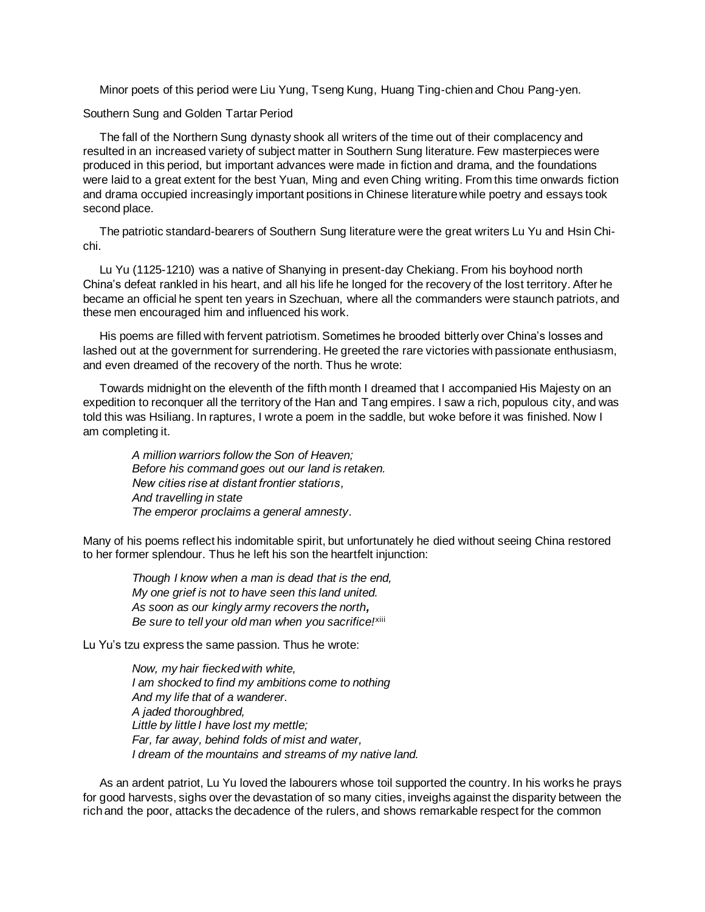Minor poets of this period were Liu Yung, Tseng Kung, Huang Ting-chien and Chou Pang-yen.

## Southern Sung and Golden Tartar Period

The fall of the Northern Sung dynasty shook all writers of the time out of their complacency and resulted in an increased variety of subject matter in Southern Sung literature. Few masterpieces were produced in this period, but important advances were made in fiction and drama, and the foundations were laid to a great extent for the best Yuan, Ming and even Ching writing. From this time onwards fiction and drama occupied increasingly important positions in Chinese literature while poetry and essays took second place.

The patriotic standard-bearers of Southern Sung literature were the great writers Lu Yu and Hsin Chi-chi.

Lu Yu (1125-1210) was a native of Shanying in present-day Chekiang. From his boyhood north China's defeat rankled in his heart, and all his life he longed for the recovery of the lost territory. After he became an official he spent ten years in Szechuan, where all the commanders were staunch patriots, and these men encouraged him and influenced his work.

His poems are filled with fervent patriotism. Sometimes he brooded bitterly over China's losses and lashed out at the government for surrendering. He greeted the rare victories with passionate enthusiasm, and even dreamed of the recovery of the north. Thus he wrote:

Towards midnight on the eleventh of the fifth month I dreamed that I accompanied His Majesty on an expedition to reconquer all the territory of the Han and Tang empires. I saw a rich, populous city, and was told this was Hsiliang. In raptures, I wrote a poem in the saddle, but woke before it was finished. Now I am completing it.

> *A million warriors follow the Son of Heaven;*
> *Before his command goes out our land is retaken.*
> *New cities rise at distant frontier stations,*
> *And travelling in state*
> *The emperor proclaims a general amnesty.*

Many of his poems reflect his indomitable spirit, but unfortunately he died without seeing China restored to her former splendour. Thus he left his son the heartfelt injunction:

> *Though I know when a man is dead that is the end,*
> *My one grief is not to have seen this land united.*
> *As soon as our kingly army recovers the north,*
> *Be sure to tell your old man when you sacrifice!*[xiii]

Lu Yu's tzu express the same passion. Thus he wrote:

> *Now, my hair flecked with white,*
> *I am shocked to find my ambitions come to nothing*
> *And my life that of a wanderer.*
> *A jaded thoroughbred,*
> *Little by little I have lost my mettle;*
> *Far, far away, behind folds of mist and water,*
> *I dream of the mountains and streams of my native land.*

As an ardent patriot, Lu Yu loved the labourers whose toil supported the country. In his works he prays for good harvests, sighs over the devastation of so many cities, inveighs against the disparity between the rich and the poor, attacks the decadence of the rulers, and shows remarkable respect for the common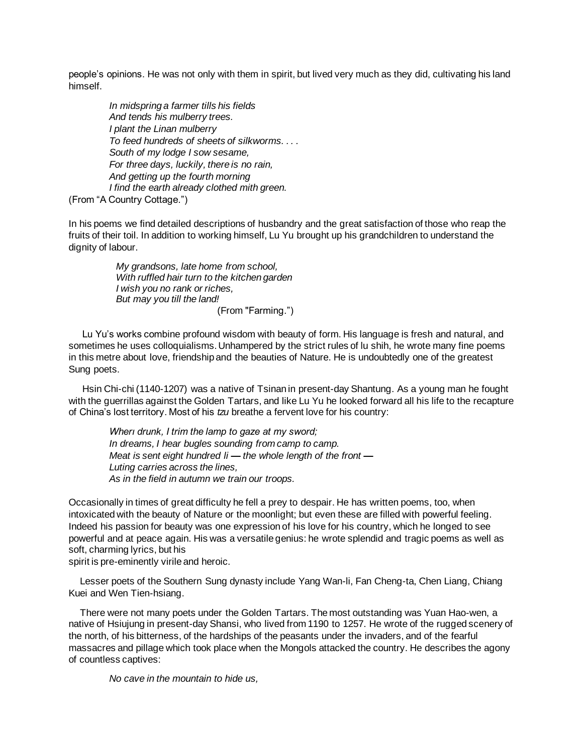people's opinions. He was not only with them in spirit, but lived very much as they did, cultivating his land himself.

> *In midspring a farmer tills his fields*
> *And tends his mulberry trees.*
> *I plant the Linan mulberry*
> *To feed hundreds of sheets of silkworms. . . .*
> *South of my lodge I sow sesame,*
> *For three days, luckily, there is no rain,*
> *And getting up the fourth morning*
> *I find the earth already clothed mith green.*

(From "A Country Cottage.")

In his poems we find detailed descriptions of husbandry and the great satisfaction of those who reap the fruits of their toil. In addition to working himself, Lu Yu brought up his grandchildren to understand the dignity of labour.

> *My grandsons, late home from school,*
> *With ruffled hair turn to the kitchen garden*
> *I wish you no rank or riches,*
> *But may you till the land!*
>
> (From "Farming.")

Lu Yu's works combine profound wisdom with beauty of form. His language is fresh and natural, and sometimes he uses colloquialisms. Unhampered by the strict rules of lu shih, he wrote many fine poems in this metre about love, friendship and the beauties of Nature. He is undoubtedly one of the greatest Sung poets.

Hsin Chi-chi (1140-1207) was a native of Tsinan in present-day Shantung. As a young man he fought with the guerrillas against the Golden Tartars, and like Lu Yu he looked forward all his life to the recapture of China's lost territory. Most of his *tzu* breathe a fervent love for his country:

> *Wherı drunk, I trim the lamp to gaze at my sword;*
> *In dreams, I hear bugles sounding from camp to camp.*
> *Meat is sent eight hundred li — the whole length of the front —*
> *Luting carries across the lines,*
> *As in the field in autumn we train our troops.*

Occasionally in times of great difficulty he fell a prey to despair. He has written poems, too, when intoxicated with the beauty of Nature or the moonlight; but even these are filled with powerful feeling. Indeed his passion for beauty was one expression of his love for his country, which he longed to see powerful and at peace again. His was a versatile genius: he wrote splendid and tragic poems as well as soft, charming lyrics, but his spirit is pre-eminently virile and heroic.

Lesser poets of the Southern Sung dynasty include Yang Wan-li, Fan Cheng-ta, Chen Liang, Chiang Kuei and Wen Tien-hsiang.

There were not many poets under the Golden Tartars. The most outstanding was Yuan Hao-wen, a native of Hsiujung in present-day Shansi, who lived from 1190 to 1257. He wrote of the rugged scenery of the north, of his bitterness, of the hardships of the peasants under the invaders, and of the fearful massacres and pillage which took place when the Mongols attacked the country. He describes the agony of countless captives:

> *No cave in the mountain to hide us,*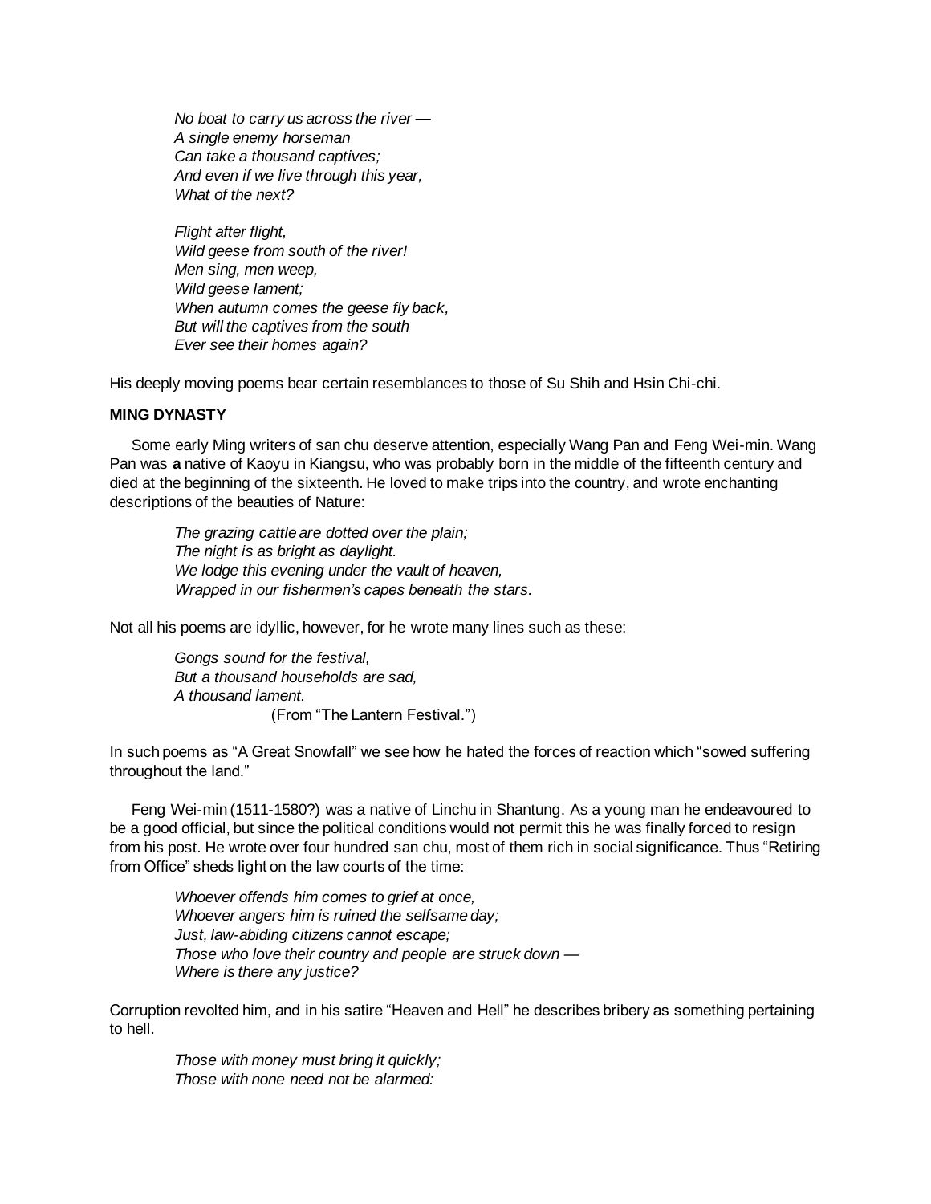*No boat to carry us across the river —*
*A single enemy horseman*
*Can take a thousand captives;*
*And even if we live through this year,*
*What of the next?*

*Flight after flight,*
*Wild geese from south of the river!*
*Men sing, men weep,*
*Wild geese lament;*
*When autumn comes the geese fly back,*
*But will the captives from the south*
*Ever see their homes again?*

His deeply moving poems bear certain resemblances to those of Su Shih and Hsin Chi-chi.

### MING DYNASTY

Some early Ming writers of san chu deserve attention, especially Wang Pan and Feng Wei-min. Wang Pan was **a** native of Kaoyu in Kiangsu, who was probably born in the middle of the fifteenth century and died at the beginning of the sixteenth. He loved to make trips into the country, and wrote enchanting descriptions of the beauties of Nature:

*The grazing cattle are dotted over the plain;*
*The night is as bright as daylight.*
*We lodge this evening under the vault of heaven,*
*Wrapped in our fishermen's capes beneath the stars.*

Not all his poems are idyllic, however, for he wrote many lines such as these:

*Gongs sound for the festival,*
*But a thousand households are sad,*
*A thousand lament.*
(From "The Lantern Festival.")

In such poems as "A Great Snowfall" we see how he hated the forces of reaction which "sowed suffering throughout the land."

Feng Wei-min (1511-1580?) was a native of Linchu in Shantung. As a young man he endeavoured to be a good official, but since the political conditions would not permit this he was finally forced to resign from his post. He wrote over four hundred san chu, most of them rich in social significance. Thus "Retiring from Office" sheds light on the law courts of the time:

*Whoever offends him comes to grief at once,*
*Whoever angers him is ruined the selfsame day;*
*Just, law-abiding citizens cannot escape;*
*Those who love their country and people are struck down —*
*Where is there any justice?*

Corruption revolted him, and in his satire "Heaven and Hell" he describes bribery as something pertaining to hell.

*Those with money must bring it quickly;*
*Those with none need not be alarmed:*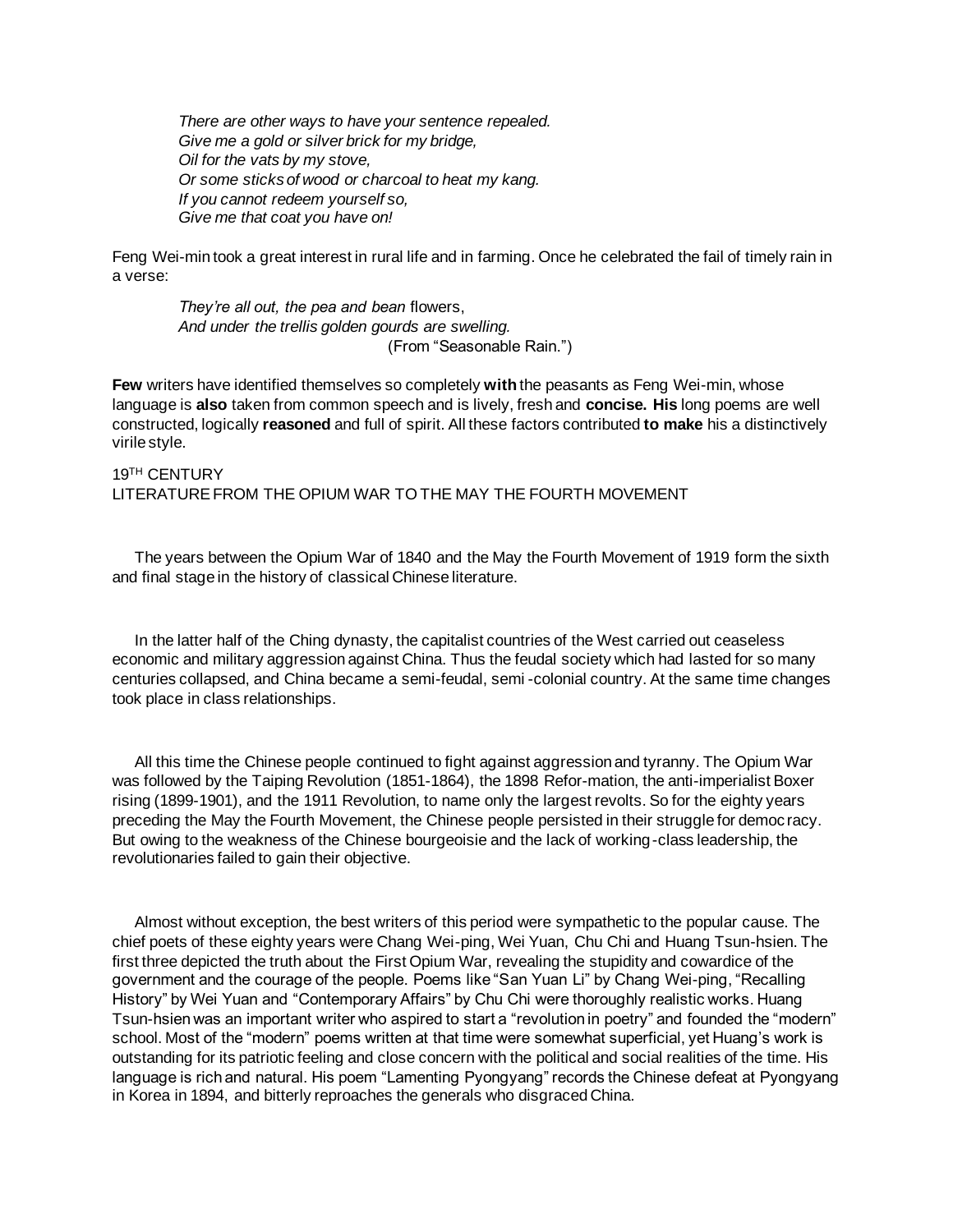*There are other ways to have your sentence repealed.*
*Give me a gold or silver brick for my bridge,*
*Oil for the vats by my stove,*
*Or some sticks of wood or charcoal to heat my kang.*
*If you cannot redeem yourself so,*
*Give me that coat you have on!*

Feng Wei-min took a great interest in rural life and in farming. Once he celebrated the fail of timely rain in a verse:

*They're all out, the pea and bean* flowers,
*And under the trellis golden gourds are swelling.*
(From "Seasonable Rain.")

**Few** writers have identified themselves so completely **with** the peasants as Feng Wei-min, whose language is **also** taken from common speech and is lively, fresh and **concise. His** long poems are well constructed, logically **reasoned** and full of spirit. All these factors contributed **to make** his a distinctively virile style.

19TH CENTURY
LITERATURE FROM THE OPIUM WAR TO THE MAY THE FOURTH MOVEMENT

The years between the Opium War of 1840 and the May the Fourth Movement of 1919 form the sixth and final stage in the history of classical Chinese literature.

In the latter half of the Ching dynasty, the capitalist countries of the West carried out ceaseless economic and military aggression against China. Thus the feudal society which had lasted for so many centuries collapsed, and China became a semi-feudal, semi-colonial country. At the same time changes took place in class relationships.

All this time the Chinese people continued to fight against aggression and tyranny. The Opium War was followed by the Taiping Revolution (1851-1864), the 1898 Refor-mation, the anti-imperialist Boxer rising (1899-1901), and the 1911 Revolution, to name only the largest revolts. So for the eighty years preceding the May the Fourth Movement, the Chinese people persisted in their struggle for democracy. But owing to the weakness of the Chinese bourgeoisie and the lack of working-class leadership, the revolutionaries failed to gain their objective.

Almost without exception, the best writers of this period were sympathetic to the popular cause. The chief poets of these eighty years were Chang Wei-ping, Wei Yuan, Chu Chi and Huang Tsun-hsien. The first three depicted the truth about the First Opium War, revealing the stupidity and cowardice of the government and the courage of the people. Poems like "San Yuan Li" by Chang Wei-ping, "Recalling History" by Wei Yuan and "Contemporary Affairs" by Chu Chi were thoroughly realistic works. Huang Tsun-hsien was an important writer who aspired to start a "revolution in poetry" and founded the "modern" school. Most of the "modern" poems written at that time were somewhat superficial, yet Huang's work is outstanding for its patriotic feeling and close concern with the political and social realities of the time. His language is rich and natural. His poem "Lamenting Pyongyang" records the Chinese defeat at Pyongyang in Korea in 1894, and bitterly reproaches the generals who disgraced China.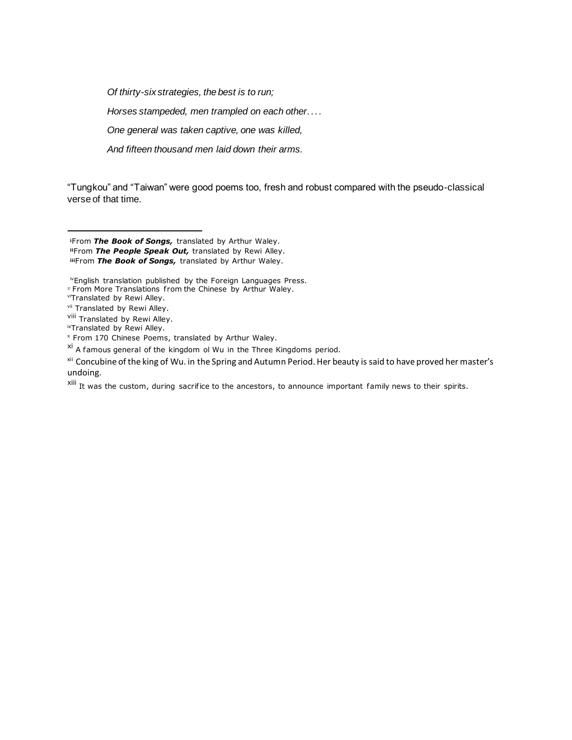*Of thirty-six strategies, the best is to run;*

*Horses stampeded, men trampled on each other. . . .*

*One general was taken captive, one was killed,*

*And fifteen thousand men laid down their arms.*

“Tungkou” and “Taiwan” were good poems too, fresh and robust compared with the pseudo-classical verse of that time.

---

[i] From ***The Book of Songs,*** translated by Arthur Waley.
[ii] From ***The People Speak Out,*** translated by Rewi Alley.
[iii] From ***The Book of Songs,*** translated by Arthur Waley.

[iv] English translation published by the Foreign Languages Press.
[v] From More Translations from the Chinese by Arthur Waley.
[vi] Translated by Rewi Alley.
[vii] Translated by Rewi Alley.
[viii] Translated by Rewi Alley.
[ix] Translated by Rewi Alley.
[x] From 170 Chinese Poems, translated by Arthur Waley.
[xi] A famous general of the kingdom ol Wu in the Three Kingdoms period.
[xii] Concubine of the king of Wu. in the Spring and Autumn Period. Her beauty is said to have proved her master’s undoing.
[xiii] It was the custom, during sacrifice to the ancestors, to announce important family news to their spirits.